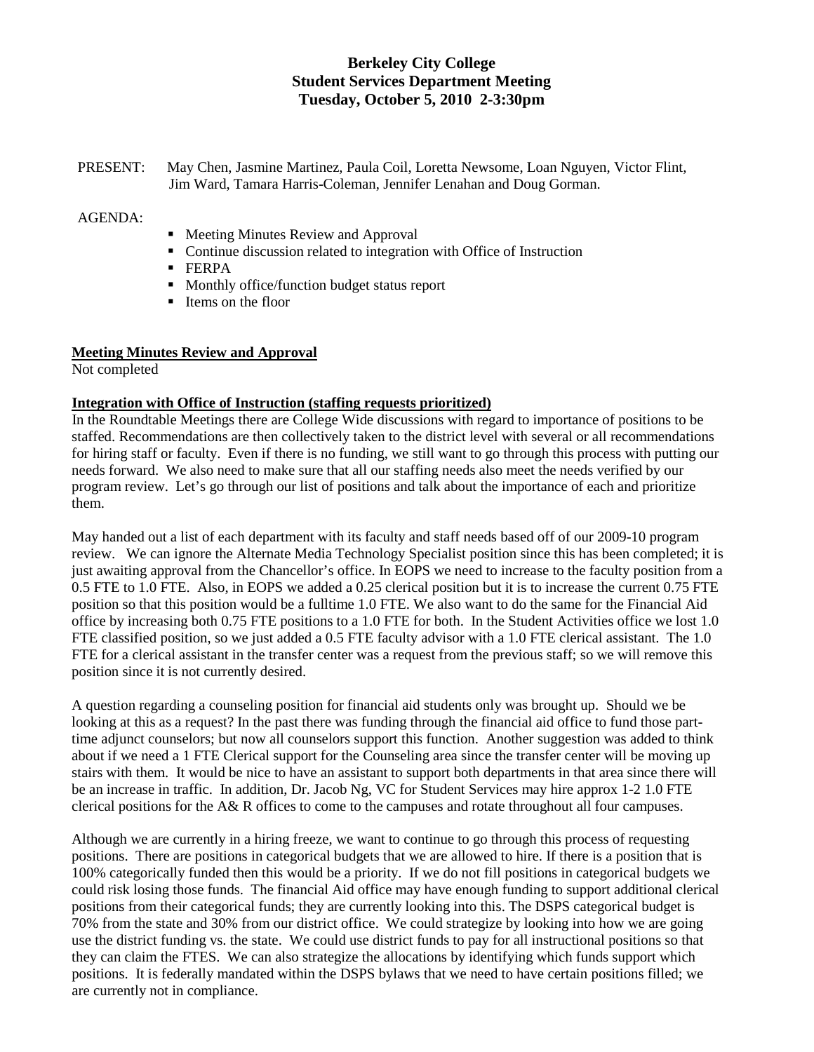**Berkeley City College**
**Student Services Department Meeting**
**Tuesday, October 5, 2010 2-3:30pm**

PRESENT: May Chen, Jasmine Martinez, Paula Coil, Loretta Newsome, Loan Nguyen, Victor Flint, Jim Ward, Tamara Harris-Coleman, Jennifer Lenahan and Doug Gorman.

AGENDA:

- Meeting Minutes Review and Approval
- Continue discussion related to integration with Office of Instruction
- FERPA
- Monthly office/function budget status report
- Items on the floor

**Meeting Minutes Review and Approval**

Not completed

**Integration with Office of Instruction (staffing requests prioritized)**

In the Roundtable Meetings there are College Wide discussions with regard to importance of positions to be staffed. Recommendations are then collectively taken to the district level with several or all recommendations for hiring staff or faculty. Even if there is no funding, we still want to go through this process with putting our needs forward. We also need to make sure that all our staffing needs also meet the needs verified by our program review. Let's go through our list of positions and talk about the importance of each and prioritize them.

May handed out a list of each department with its faculty and staff needs based off of our 2009-10 program review. We can ignore the Alternate Media Technology Specialist position since this has been completed; it is just awaiting approval from the Chancellor's office. In EOPS we need to increase to the faculty position from a 0.5 FTE to 1.0 FTE. Also, in EOPS we added a 0.25 clerical position but it is to increase the current 0.75 FTE position so that this position would be a fulltime 1.0 FTE. We also want to do the same for the Financial Aid office by increasing both 0.75 FTE positions to a 1.0 FTE for both. In the Student Activities office we lost 1.0 FTE classified position, so we just added a 0.5 FTE faculty advisor with a 1.0 FTE clerical assistant. The 1.0 FTE for a clerical assistant in the transfer center was a request from the previous staff; so we will remove this position since it is not currently desired.

A question regarding a counseling position for financial aid students only was brought up. Should we be looking at this as a request? In the past there was funding through the financial aid office to fund those part-time adjunct counselors; but now all counselors support this function. Another suggestion was added to think about if we need a 1 FTE Clerical support for the Counseling area since the transfer center will be moving up stairs with them. It would be nice to have an assistant to support both departments in that area since there will be an increase in traffic. In addition, Dr. Jacob Ng, VC for Student Services may hire approx 1-2 1.0 FTE clerical positions for the A& R offices to come to the campuses and rotate throughout all four campuses.

Although we are currently in a hiring freeze, we want to continue to go through this process of requesting positions. There are positions in categorical budgets that we are allowed to hire. If there is a position that is 100% categorically funded then this would be a priority. If we do not fill positions in categorical budgets we could risk losing those funds. The financial Aid office may have enough funding to support additional clerical positions from their categorical funds; they are currently looking into this. The DSPS categorical budget is 70% from the state and 30% from our district office. We could strategize by looking into how we are going use the district funding vs. the state. We could use district funds to pay for all instructional positions so that they can claim the FTES. We can also strategize the allocations by identifying which funds support which positions. It is federally mandated within the DSPS bylaws that we need to have certain positions filled; we are currently not in compliance.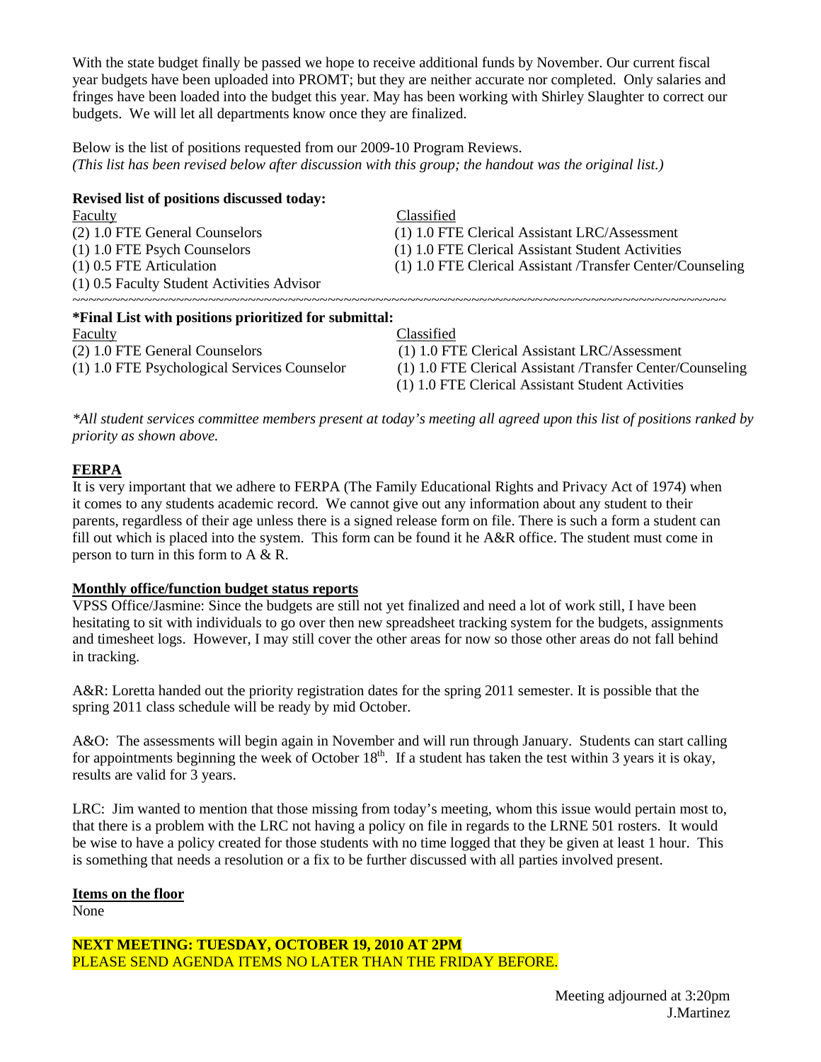With the state budget finally be passed we hope to receive additional funds by November. Our current fiscal year budgets have been uploaded into PROMT; but they are neither accurate nor completed. Only salaries and fringes have been loaded into the budget this year. May has been working with Shirley Slaughter to correct our budgets. We will let all departments know once they are finalized.

Below is the list of positions requested from our 2009-10 Program Reviews.
*(This list has been revised below after discussion with this group; the handout was the original list.)*

**Revised list of positions discussed today:**

| Faculty | Classified |
| --- | --- |
| (2) 1.0 FTE General Counselors | (1) 1.0 FTE Clerical Assistant LRC/Assessment |
| (1) 1.0 FTE Psych Counselors | (1) 1.0 FTE Clerical Assistant Student Activities |
| (1) 0.5 FTE Articulation | (1) 1.0 FTE Clerical Assistant /Transfer Center/Counseling |
| (1) 0.5 Faculty Student Activities Advisor | |

~~~~~~~~~~~~~~~~~~~~~~~~~~~~~~~~~~~~~~~~~~~~~~~~~~~~~~~~~~~~~~~~~~~~~~~~~~~~

**\*Final List with positions prioritized for submittal:**

| Faculty | Classified |
| --- | --- |
| (2) 1.0 FTE General Counselors | (1) 1.0 FTE Clerical Assistant LRC/Assessment |
| (1) 1.0 FTE Psychological Services Counselor | (1) 1.0 FTE Clerical Assistant /Transfer Center/Counseling |
| | (1) 1.0 FTE Clerical Assistant Student Activities |

*\*All student services committee members present at today's meeting all agreed upon this list of positions ranked by priority as shown above.*

## FERPA

It is very important that we adhere to FERPA (The Family Educational Rights and Privacy Act of 1974) when it comes to any students academic record. We cannot give out any information about any student to their parents, regardless of their age unless there is a signed release form on file. There is such a form a student can fill out which is placed into the system. This form can be found it he A&R office. The student must come in person to turn in this form to A & R.

## Monthly office/function budget status reports

VPSS Office/Jasmine: Since the budgets are still not yet finalized and need a lot of work still, I have been hesitating to sit with individuals to go over then new spreadsheet tracking system for the budgets, assignments and timesheet logs. However, I may still cover the other areas for now so those other areas do not fall behind in tracking.

A&R: Loretta handed out the priority registration dates for the spring 2011 semester. It is possible that the spring 2011 class schedule will be ready by mid October.

A&O: The assessments will begin again in November and will run through January. Students can start calling for appointments beginning the week of October 18th. If a student has taken the test within 3 years it is okay, results are valid for 3 years.

LRC: Jim wanted to mention that those missing from today's meeting, whom this issue would pertain most to, that there is a problem with the LRC not having a policy on file in regards to the LRNE 501 rosters. It would be wise to have a policy created for those students with no time logged that they be given at least 1 hour. This is something that needs a resolution or a fix to be further discussed with all parties involved present.

## Items on the floor

None

**NEXT MEETING: TUESDAY, OCTOBER 19, 2010 AT 2PM**
PLEASE SEND AGENDA ITEMS NO LATER THAN THE FRIDAY BEFORE.

Meeting adjourned at 3:20pm
J.Martinez